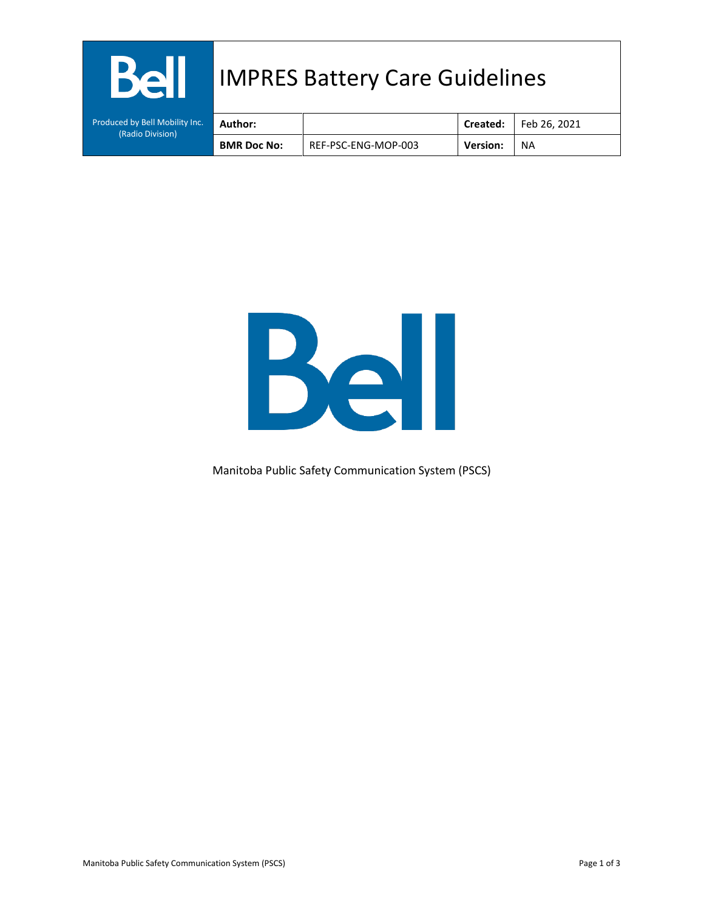# IMPRES Battery Care Guidelines

Produced by Bell Mobility Inc. (Radio Division)

| Author: | | Created: | Feb 26, 2021 |
| --- | --- | --- | --- |
| BMR Doc No: | REF-PSC-ENG-MOP-003 | Version: | NA |

Manitoba Public Safety Communication System (PSCS)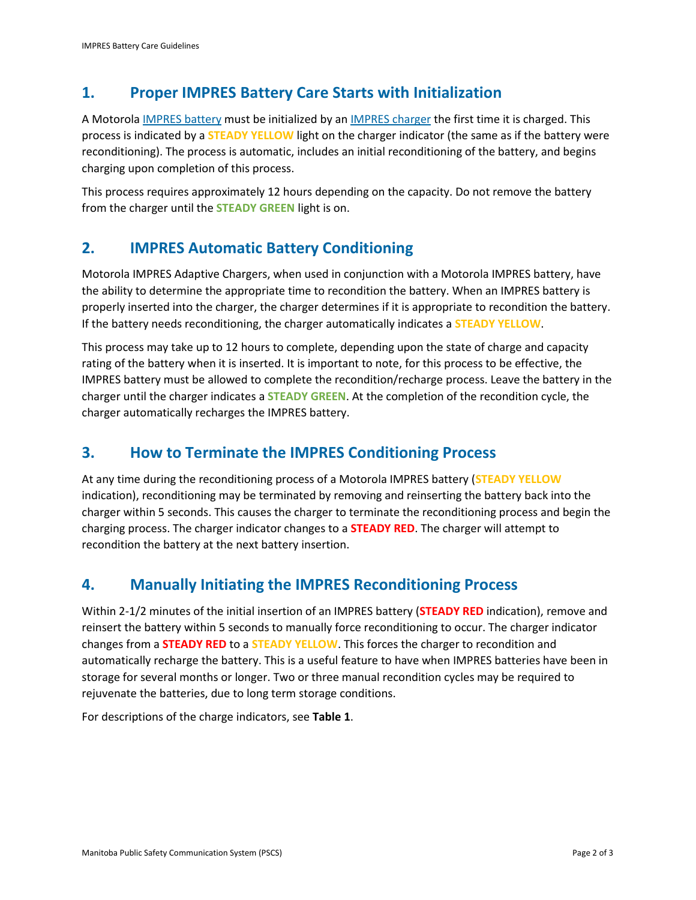## 1. Proper IMPRES Battery Care Starts with Initialization

A Motorola IMPRES battery must be initialized by an IMPRES charger the first time it is charged. This process is indicated by a **STEADY YELLOW** light on the charger indicator (the same as if the battery were reconditioning). The process is automatic, includes an initial reconditioning of the battery, and begins charging upon completion of this process.

This process requires approximately 12 hours depending on the capacity. Do not remove the battery from the charger until the **STEADY GREEN** light is on.

## 2. IMPRES Automatic Battery Conditioning

Motorola IMPRES Adaptive Chargers, when used in conjunction with a Motorola IMPRES battery, have the ability to determine the appropriate time to recondition the battery. When an IMPRES battery is properly inserted into the charger, the charger determines if it is appropriate to recondition the battery. If the battery needs reconditioning, the charger automatically indicates a **STEADY YELLOW**.

This process may take up to 12 hours to complete, depending upon the state of charge and capacity rating of the battery when it is inserted. It is important to note, for this process to be effective, the IMPRES battery must be allowed to complete the recondition/recharge process. Leave the battery in the charger until the charger indicates a **STEADY GREEN**. At the completion of the recondition cycle, the charger automatically recharges the IMPRES battery.

## 3. How to Terminate the IMPRES Conditioning Process

At any time during the reconditioning process of a Motorola IMPRES battery (**STEADY YELLOW** indication), reconditioning may be terminated by removing and reinserting the battery back into the charger within 5 seconds. This causes the charger to terminate the reconditioning process and begin the charging process. The charger indicator changes to a **STEADY RED**. The charger will attempt to recondition the battery at the next battery insertion.

## 4. Manually Initiating the IMPRES Reconditioning Process

Within 2-1/2 minutes of the initial insertion of an IMPRES battery (**STEADY RED** indication), remove and reinsert the battery within 5 seconds to manually force reconditioning to occur. The charger indicator changes from a **STEADY RED** to a **STEADY YELLOW**. This forces the charger to recondition and automatically recharge the battery. This is a useful feature to have when IMPRES batteries have been in storage for several months or longer. Two or three manual recondition cycles may be required to rejuvenate the batteries, due to long term storage conditions.

For descriptions of the charge indicators, see **Table 1**.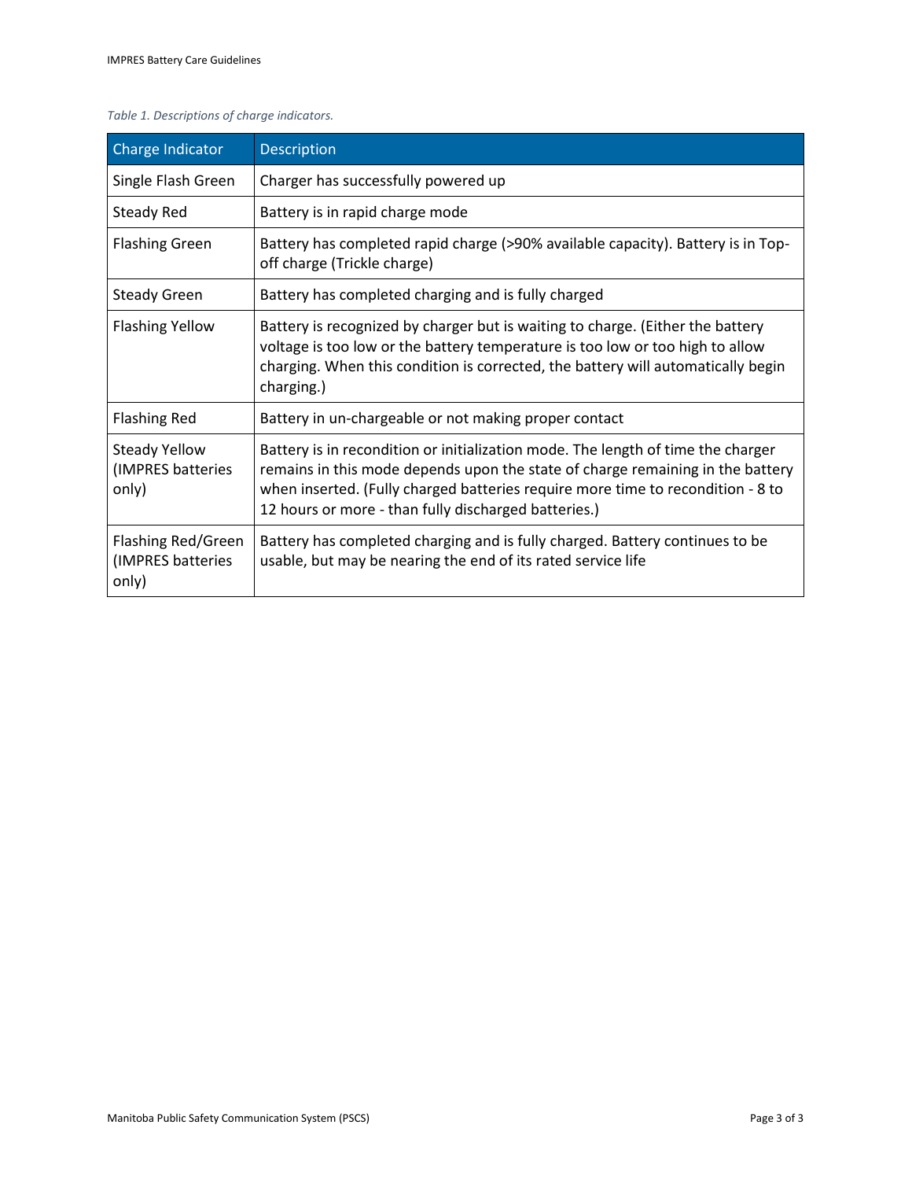*Table 1. Descriptions of charge indicators.*

| Charge Indicator | Description |
| --- | --- |
| Single Flash Green | Charger has successfully powered up |
| Steady Red | Battery is in rapid charge mode |
| Flashing Green | Battery has completed rapid charge (>90% available capacity). Battery is in Top-off charge (Trickle charge) |
| Steady Green | Battery has completed charging and is fully charged |
| Flashing Yellow | Battery is recognized by charger but is waiting to charge. (Either the battery voltage is too low or the battery temperature is too low or too high to allow charging. When this condition is corrected, the battery will automatically begin charging.) |
| Flashing Red | Battery in un-chargeable or not making proper contact |
| Steady Yellow (IMPRES batteries only) | Battery is in recondition or initialization mode. The length of time the charger remains in this mode depends upon the state of charge remaining in the battery when inserted. (Fully charged batteries require more time to recondition - 8 to 12 hours or more - than fully discharged batteries.) |
| Flashing Red/Green (IMPRES batteries only) | Battery has completed charging and is fully charged. Battery continues to be usable, but may be nearing the end of its rated service life |